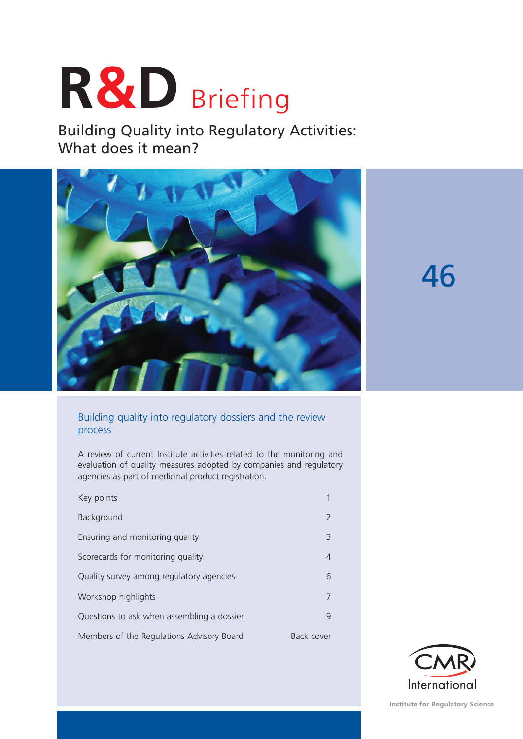# R&D Briefing

Building Quality into Regulatory Activities: What does it mean?

46

## Building quality into regulatory dossiers and the review process

A review of current Institute activities related to the monitoring and evaluation of quality measures adopted by companies and regulatory agencies as part of medicinal product registration.

| | |
|---|---|
| Key points | 1 |
| Background | 2 |
| Ensuring and monitoring quality | 3 |
| Scorecards for monitoring quality | 4 |
| Quality survey among regulatory agencies | 6 |
| Workshop highlights | 7 |
| Questions to ask when assembling a dossier | 9 |
| Members of the Regulations Advisory Board | Back cover |

CMR International

Institute for Regulatory Science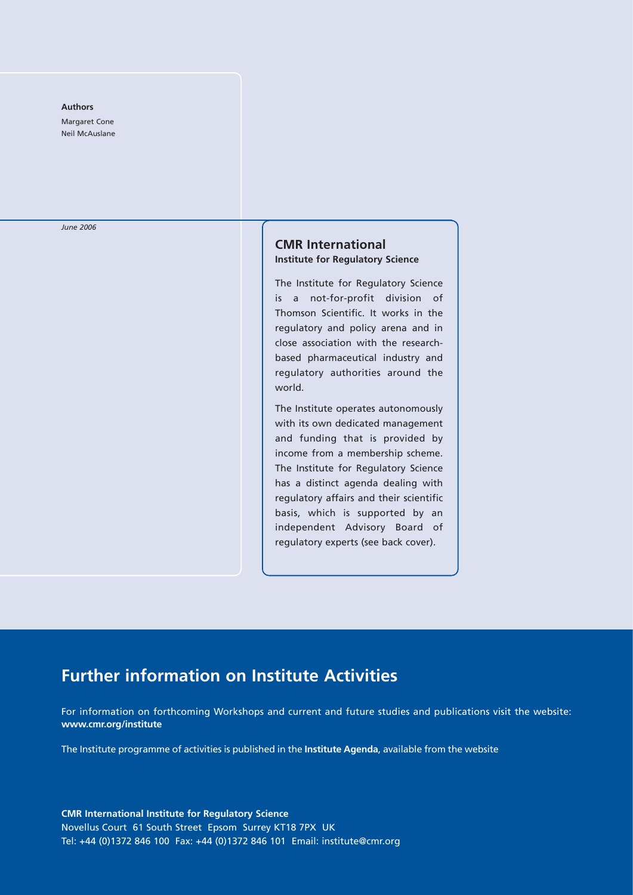**Authors**

Margaret Cone
Neil McAuslane

*June 2006*

## CMR International
**Institute for Regulatory Science**

The Institute for Regulatory Science is a not-for-profit division of Thomson Scientific. It works in the regulatory and policy arena and in close association with the research-based pharmaceutical industry and regulatory authorities around the world.

The Institute operates autonomously with its own dedicated management and funding that is provided by income from a membership scheme. The Institute for Regulatory Science has a distinct agenda dealing with regulatory affairs and their scientific basis, which is supported by an independent Advisory Board of regulatory experts (see back cover).

## Further information on Institute Activities

For information on forthcoming Workshops and current and future studies and publications visit the website: **www.cmr.org/institute**

The Institute programme of activities is published in the **Institute Agenda**, available from the website

**CMR International Institute for Regulatory Science**
Novellus Court 61 South Street Epsom Surrey KT18 7PX UK
Tel: +44 (0)1372 846 100 Fax: +44 (0)1372 846 101 Email: institute@cmr.org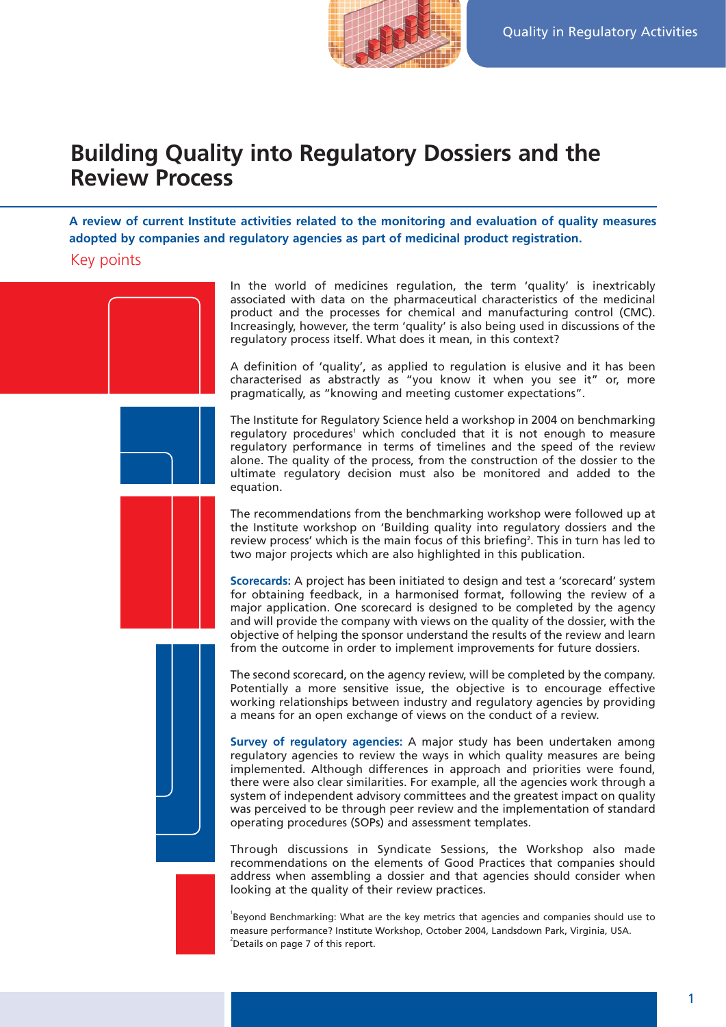# Building Quality into Regulatory Dossiers and the Review Process

**A review of current Institute activities related to the monitoring and evaluation of quality measures adopted by companies and regulatory agencies as part of medicinal product registration.**

## Key points

In the world of medicines regulation, the term 'quality' is inextricably associated with data on the pharmaceutical characteristics of the medicinal product and the processes for chemical and manufacturing control (CMC). Increasingly, however, the term 'quality' is also being used in discussions of the regulatory process itself. What does it mean, in this context?

A definition of 'quality', as applied to regulation is elusive and it has been characterised as abstractly as "you know it when you see it" or, more pragmatically, as "knowing and meeting customer expectations".

The Institute for Regulatory Science held a workshop in 2004 on benchmarking regulatory procedures[1] which concluded that it is not enough to measure regulatory performance in terms of timelines and the speed of the review alone. The quality of the process, from the construction of the dossier to the ultimate regulatory decision must also be monitored and added to the equation.

The recommendations from the benchmarking workshop were followed up at the Institute workshop on 'Building quality into regulatory dossiers and the review process' which is the main focus of this briefing[2]. This in turn has led to two major projects which are also highlighted in this publication.

**Scorecards:** A project has been initiated to design and test a 'scorecard' system for obtaining feedback, in a harmonised format, following the review of a major application. One scorecard is designed to be completed by the agency and will provide the company with views on the quality of the dossier, with the objective of helping the sponsor understand the results of the review and learn from the outcome in order to implement improvements for future dossiers.

The second scorecard, on the agency review, will be completed by the company. Potentially a more sensitive issue, the objective is to encourage effective working relationships between industry and regulatory agencies by providing a means for an open exchange of views on the conduct of a review.

**Survey of regulatory agencies:** A major study has been undertaken among regulatory agencies to review the ways in which quality measures are being implemented. Although differences in approach and priorities were found, there were also clear similarities. For example, all the agencies work through a system of independent advisory committees and the greatest impact on quality was perceived to be through peer review and the implementation of standard operating procedures (SOPs) and assessment templates.

Through discussions in Syndicate Sessions, the Workshop also made recommendations on the elements of Good Practices that companies should address when assembling a dossier and that agencies should consider when looking at the quality of their review practices.

[1] Beyond Benchmarking: What are the key metrics that agencies and companies should use to measure performance? Institute Workshop, October 2004, Landsdown Park, Virginia, USA.
[2] Details on page 7 of this report.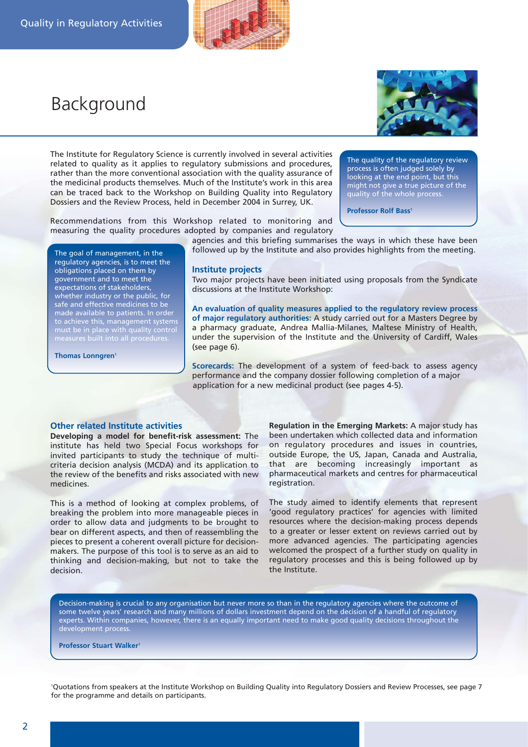# Background

The Institute for Regulatory Science is currently involved in several activities related to quality as it applies to regulatory submissions and procedures, rather than the more conventional association with the quality assurance of the medicinal products themselves. Much of the Institute's work in this area can be traced back to the Workshop on Building Quality into Regulatory Dossiers and the Review Process, held in December 2004 in Surrey, UK.

> The quality of the regulatory review process is often judged solely by looking at the end point, but this might not give a true picture of the quality of the whole process.
>
> **Professor Rolf Bass**[1]

Recommendations from this Workshop related to monitoring and measuring the quality procedures adopted by companies and regulatory agencies and this briefing summarises the ways in which these have been followed up by the Institute and also provides highlights from the meeting.

> The goal of management, in the regulatory agencies, is to meet the obligations placed on them by government and to meet the expectations of stakeholders, whether industry or the public, for safe and effective medicines to be made available to patients. In order to achieve this, management systems must be in place with quality control measures built into all procedures.
>
> **Thomas Lonngren**[1]

## Institute projects

Two major projects have been initiated using proposals from the Syndicate discussions at the Institute Workshop:

**An evaluation of quality measures applied to the regulatory review process of major regulatory authorities:** A study carried out for a Masters Degree by a pharmacy graduate, Andrea Mallia-Milanes, Maltese Ministry of Health, under the supervision of the Institute and the University of Cardiff, Wales (see page 6).

**Scorecards:** The development of a system of feed-back to assess agency performance and the company dossier following completion of a major application for a new medicinal product (see pages 4-5).

## Other related Institute activities

**Developing a model for benefit-risk assessment:** The institute has held two Special Focus workshops for invited participants to study the technique of multi-criteria decision analysis (MCDA) and its application to the review of the benefits and risks associated with new medicines.

This is a method of looking at complex problems, of breaking the problem into more manageable pieces in order to allow data and judgments to be brought to bear on different aspects, and then of reassembling the pieces to present a coherent overall picture for decision-makers. The purpose of this tool is to serve as an aid to thinking and decision-making, but not to take the decision.

**Regulation in the Emerging Markets:** A major study has been undertaken which collected data and information on regulatory procedures and issues in countries, outside Europe, the US, Japan, Canada and Australia, that are becoming increasingly important as pharmaceutical markets and centres for pharmaceutical registration.

The study aimed to identify elements that represent 'good regulatory practices' for agencies with limited resources where the decision-making process depends to a greater or lesser extent on reviews carried out by more advanced agencies. The participating agencies welcomed the prospect of a further study on quality in regulatory processes and this is being followed up by the Institute.

> Decision-making is crucial to any organisation but never more so than in the regulatory agencies where the outcome of some twelve years' research and many millions of dollars investment depend on the decision of a handful of regulatory experts. Within companies, however, there is an equally important need to make good quality decisions throughout the development process.
>
> **Professor Stuart Walker**[1]

[1]Quotations from speakers at the Institute Workshop on Building Quality into Regulatory Dossiers and Review Processes, see page 7 for the programme and details on participants.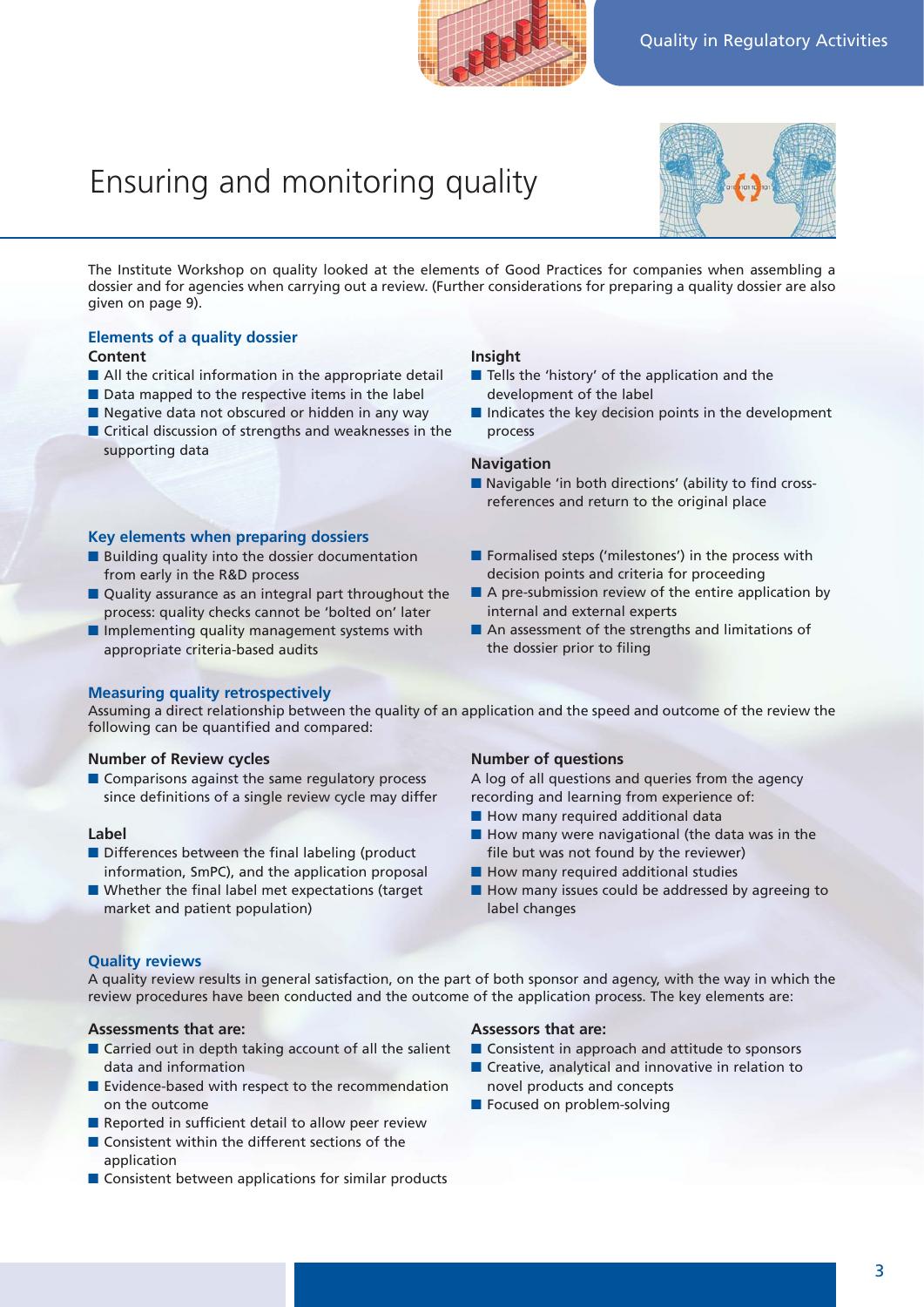# Ensuring and monitoring quality

The Institute Workshop on quality looked at the elements of Good Practices for companies when assembling a dossier and for agencies when carrying out a review. (Further considerations for preparing a quality dossier are also given on page 9).

## Elements of a quality dossier

### Content

- All the critical information in the appropriate detail
- Data mapped to the respective items in the label
- Negative data not obscured or hidden in any way
- Critical discussion of strengths and weaknesses in the supporting data

### Insight

- Tells the 'history' of the application and the development of the label
- Indicates the key decision points in the development process

### Navigation

- Navigable 'in both directions' (ability to find cross-references and return to the original place

## Key elements when preparing dossiers

- Building quality into the dossier documentation from early in the R&D process
- Quality assurance as an integral part throughout the process: quality checks cannot be 'bolted on' later
- Implementing quality management systems with appropriate criteria-based audits
- Formalised steps ('milestones') in the process with decision points and criteria for proceeding
- A pre-submission review of the entire application by internal and external experts
- An assessment of the strengths and limitations of the dossier prior to filing

## Measuring quality retrospectively

Assuming a direct relationship between the quality of an application and the speed and outcome of the review the following can be quantified and compared:

### Number of Review cycles

- Comparisons against the same regulatory process since definitions of a single review cycle may differ

### Label

- Differences between the final labeling (product information, SmPC), and the application proposal
- Whether the final label met expectations (target market and patient population)

### Number of questions

A log of all questions and queries from the agency recording and learning from experience of:

- How many required additional data
- How many were navigational (the data was in the file but was not found by the reviewer)
- How many required additional studies
- How many issues could be addressed by agreeing to label changes

## Quality reviews

A quality review results in general satisfaction, on the part of both sponsor and agency, with the way in which the review procedures have been conducted and the outcome of the application process. The key elements are:

### Assessments that are:

- Carried out in depth taking account of all the salient data and information
- Evidence-based with respect to the recommendation on the outcome
- Reported in sufficient detail to allow peer review
- Consistent within the different sections of the application
- Consistent between applications for similar products

### Assessors that are:

- Consistent in approach and attitude to sponsors
- Creative, analytical and innovative in relation to novel products and concepts
- Focused on problem-solving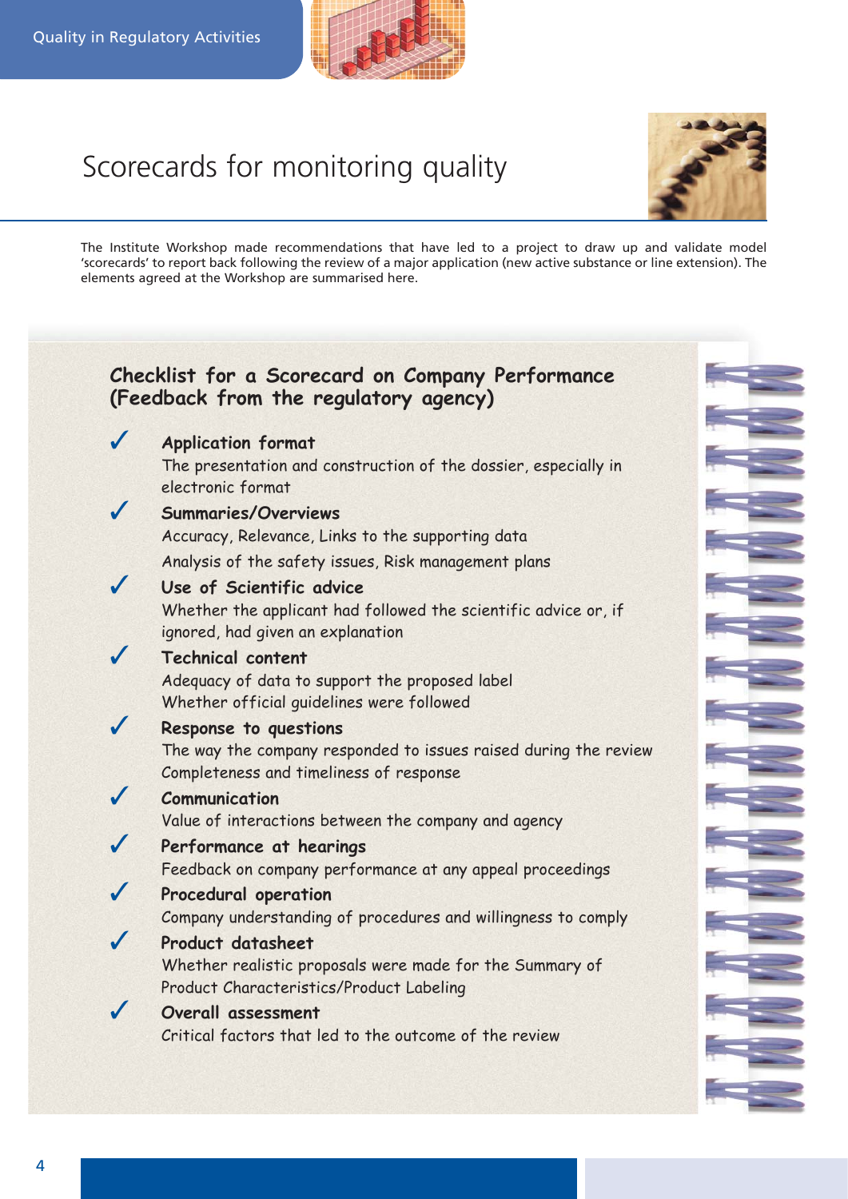# Scorecards for monitoring quality

The Institute Workshop made recommendations that have led to a project to draw up and validate model 'scorecards' to report back following the review of a major application (new active substance or line extension). The elements agreed at the Workshop are summarised here.

## Checklist for a Scorecard on Company Performance (Feedback from the regulatory agency)

- ✓ **Application format**
  The presentation and construction of the dossier, especially in electronic format
- ✓ **Summaries/Overviews**
  Accuracy, Relevance, Links to the supporting data
  Analysis of the safety issues, Risk management plans
- ✓ **Use of Scientific advice**
  Whether the applicant had followed the scientific advice or, if ignored, had given an explanation
- ✓ **Technical content**
  Adequacy of data to support the proposed label
  Whether official guidelines were followed
- ✓ **Response to questions**
  The way the company responded to issues raised during the review
  Completeness and timeliness of response
- ✓ **Communication**
  Value of interactions between the company and agency
- ✓ **Performance at hearings**
  Feedback on company performance at any appeal proceedings
- ✓ **Procedural operation**
  Company understanding of procedures and willingness to comply
- ✓ **Product datasheet**
  Whether realistic proposals were made for the Summary of Product Characteristics/Product Labeling
- ✓ **Overall assessment**
  Critical factors that led to the outcome of the review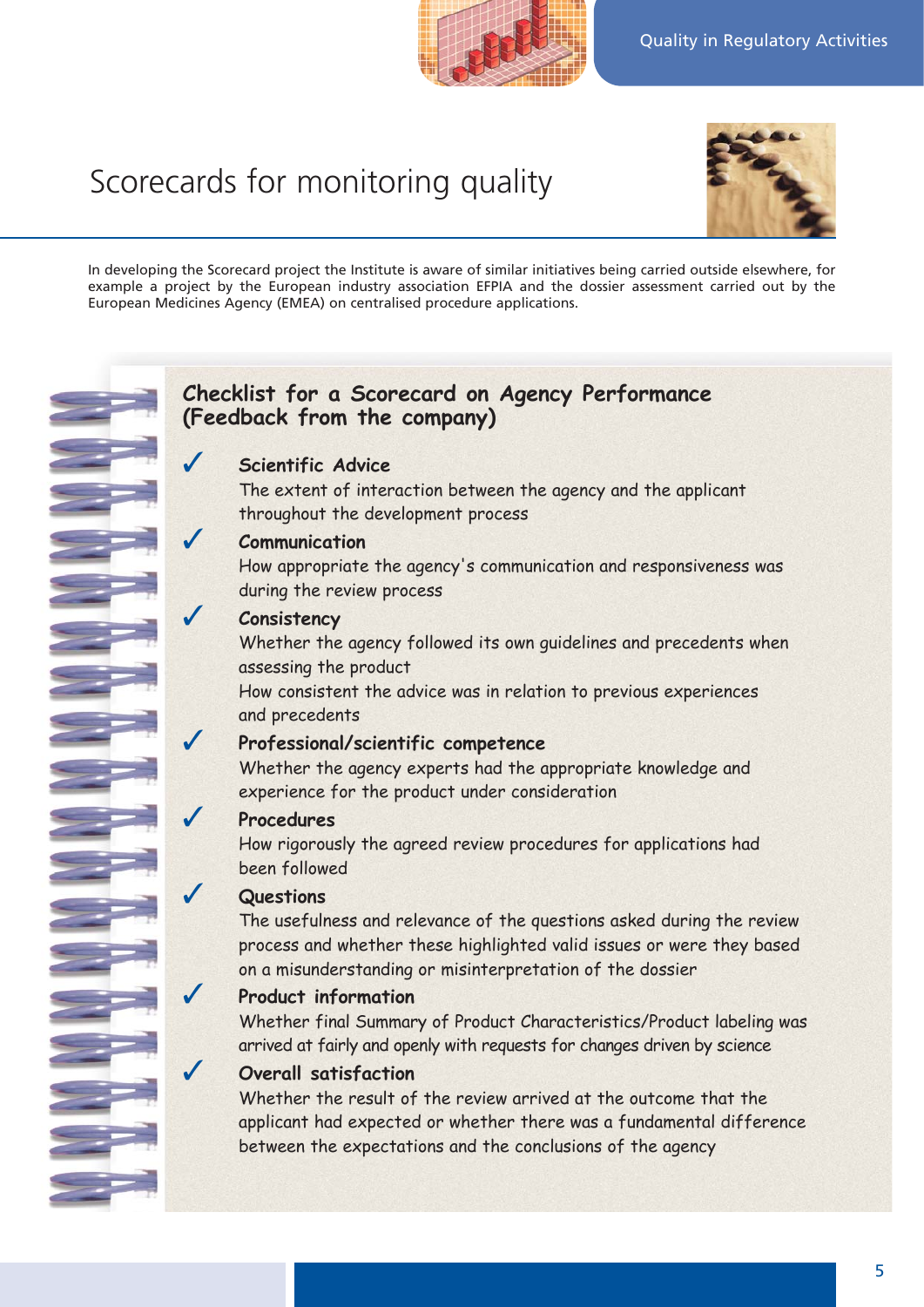# Scorecards for monitoring quality

In developing the Scorecard project the Institute is aware of similar initiatives being carried outside elsewhere, for example a project by the European industry association EFPIA and the dossier assessment carried out by the European Medicines Agency (EMEA) on centralised procedure applications.

## Checklist for a Scorecard on Agency Performance (Feedback from the company)

✓ **Scientific Advice**
The extent of interaction between the agency and the applicant throughout the development process

✓ **Communication**
How appropriate the agency's communication and responsiveness was during the review process

✓ **Consistency**
Whether the agency followed its own guidelines and precedents when assessing the product
How consistent the advice was in relation to previous experiences and precedents

✓ **Professional/scientific competence**
Whether the agency experts had the appropriate knowledge and experience for the product under consideration

✓ **Procedures**
How rigorously the agreed review procedures for applications had been followed

✓ **Questions**
The usefulness and relevance of the questions asked during the review process and whether these highlighted valid issues or were they based on a misunderstanding or misinterpretation of the dossier

✓ **Product information**
Whether final Summary of Product Characteristics/Product labeling was arrived at fairly and openly with requests for changes driven by science

✓ **Overall satisfaction**
Whether the result of the review arrived at the outcome that the applicant had expected or whether there was a fundamental difference between the expectations and the conclusions of the agency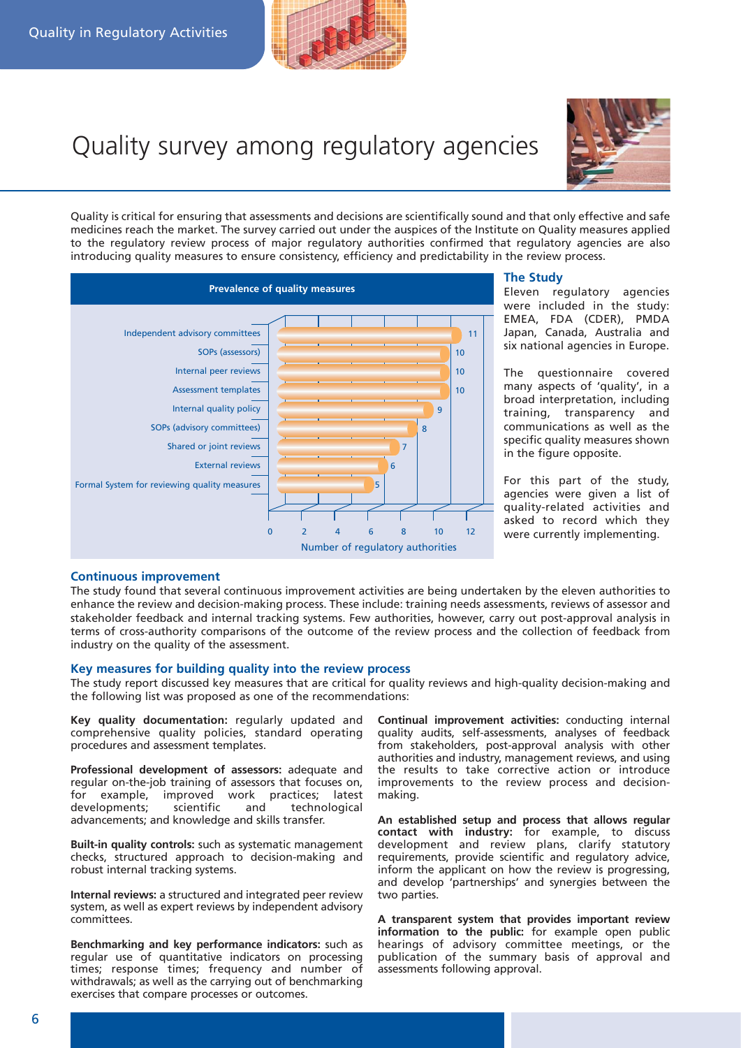# Quality survey among regulatory agencies

Quality is critical for ensuring that assessments and decisions are scientifically sound and that only effective and safe medicines reach the market. The survey carried out under the auspices of the Institute on Quality measures applied to the regulatory review process of major regulatory authorities confirmed that regulatory agencies are also introducing quality measures to ensure consistency, efficiency and predictability in the review process.

**Prevalence of quality measures**

| Quality measure | Number of regulatory authorities |
|---|---|
| Independent advisory committees | 11 |
| SOPs (assessors) | 10 |
| Internal peer reviews | 10 |
| Assessment templates | 10 |
| Internal quality policy | 9 |
| SOPs (advisory committees) | 8 |
| Shared or joint reviews | 7 |
| External reviews | 6 |
| Formal System for reviewing quality measures | 5 |

### The Study

Eleven regulatory agencies were included in the study: EMEA, FDA (CDER), PMDA Japan, Canada, Australia and six national agencies in Europe.

The questionnaire covered many aspects of 'quality', in a broad interpretation, including training, transparency and communications as well as the specific quality measures shown in the figure opposite.

For this part of the study, agencies were given a list of quality-related activities and asked to record which they were currently implementing.

### Continuous improvement

The study found that several continuous improvement activities are being undertaken by the eleven authorities to enhance the review and decision-making process. These include: training needs assessments, reviews of assessor and stakeholder feedback and internal tracking systems. Few authorities, however, carry out post-approval analysis in terms of cross-authority comparisons of the outcome of the review process and the collection of feedback from industry on the quality of the assessment.

### Key measures for building quality into the review process

The study report discussed key measures that are critical for quality reviews and high-quality decision-making and the following list was proposed as one of the recommendations:

**Key quality documentation:** regularly updated and comprehensive quality policies, standard operating procedures and assessment templates.

**Professional development of assessors:** adequate and regular on-the-job training of assessors that focuses on, for example, improved work practices; latest developments; scientific and technological advancements; and knowledge and skills transfer.

**Built-in quality controls:** such as systematic management checks, structured approach to decision-making and robust internal tracking systems.

**Internal reviews:** a structured and integrated peer review system, as well as expert reviews by independent advisory committees.

**Benchmarking and key performance indicators:** such as regular use of quantitative indicators on processing times; response times; frequency and number of withdrawals; as well as the carrying out of benchmarking exercises that compare processes or outcomes.

**Continual improvement activities:** conducting internal quality audits, self-assessments, analyses of feedback from stakeholders, post-approval analysis with other authorities and industry, management reviews, and using the results to take corrective action or introduce improvements to the review process and decision-making.

**An established setup and process that allows regular contact with industry:** for example, to discuss development and review plans, clarify statutory requirements, provide scientific and regulatory advice, inform the applicant on how the review is progressing, and develop 'partnerships' and synergies between the two parties.

**A transparent system that provides important review information to the public:** for example open public hearings of advisory committee meetings, or the publication of the summary basis of approval and assessments following approval.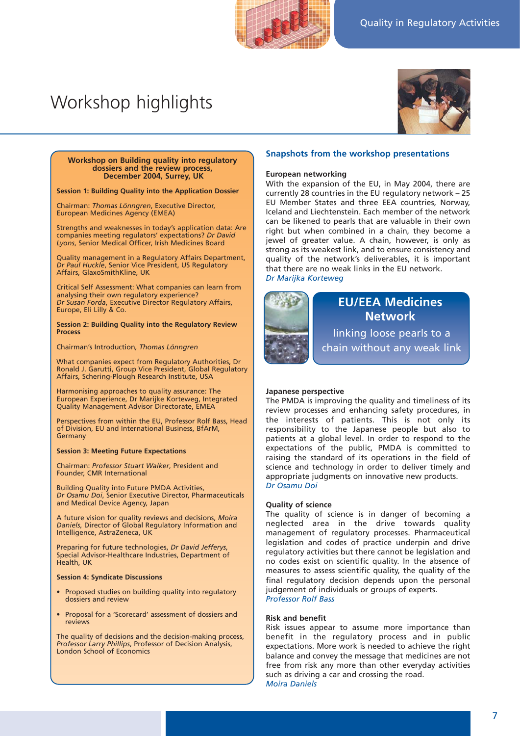# Workshop highlights

**Workshop on Building quality into regulatory dossiers and the review process, December 2004, Surrey, UK**

**Session 1: Building Quality into the Application Dossier**

Chairman: *Thomas Lönngren*, Executive Director, European Medicines Agency (EMEA)

Strengths and weaknesses in today's application data: Are companies meeting regulators' expectations? *Dr David Lyons*, Senior Medical Officer, Irish Medicines Board

Quality management in a Regulatory Affairs Department, *Dr Paul Huckle*, Senior Vice President, US Regulatory Affairs, GlaxoSmithKline, UK

Critical Self Assessment: What companies can learn from analysing their own regulatory experience? *Dr Susan Forda*, Executive Director Regulatory Affairs, Europe, Eli Lilly & Co.

**Session 2: Building Quality into the Regulatory Review Process**

Chairman's Introduction, *Thomas Lönngren*

What companies expect from Regulatory Authorities, Dr Ronald J. Garutti, Group Vice President, Global Regulatory Affairs, Schering-Plough Research Institute, USA

Harmonising approaches to quality assurance: The European Experience, Dr Marijke Korteweg, Integrated Quality Management Advisor Directorate, EMEA

Perspectives from within the EU, Professor Rolf Bass, Head of Division, EU and International Business, BfArM, Germany

**Session 3: Meeting Future Expectations**

Chairman: *Professor Stuart Walker*, President and Founder, CMR International

Building Quality into Future PMDA Activities, *Dr Osamu Doi*, Senior Executive Director, Pharmaceuticals and Medical Device Agency, Japan

A future vision for quality reviews and decisions, *Moira Daniels*, Director of Global Regulatory Information and Intelligence, AstraZeneca, UK

Preparing for future technologies, *Dr David Jefferys*, Special Advisor-Healthcare Industries, Department of Health, UK

**Session 4: Syndicate Discussions**

- Proposed studies on building quality into regulatory dossiers and review
- Proposal for a 'Scorecard' assessment of dossiers and reviews

The quality of decisions and the decision-making process, *Professor Larry Phillips*, Professor of Decision Analysis, London School of Economics

## Snapshots from the workshop presentations

### European networking

With the expansion of the EU, in May 2004, there are currently 28 countries in the EU regulatory network – 25 EU Member States and three EEA countries, Norway, Iceland and Liechtenstein. Each member of the network can be likened to pearls that are valuable in their own right but when combined in a chain, they become a jewel of greater value. A chain, however, is only as strong as its weakest link, and to ensure consistency and quality of the network's deliverables, it is important that there are no weak links in the EU network.

*Dr Marijka Korteweg*

**EU/EEA Medicines Network**

linking loose pearls to a chain without any weak link

### Japanese perspective

The PMDA is improving the quality and timeliness of its review processes and enhancing safety procedures, in the interests of patients. This is not only its responsibility to the Japanese people but also to patients at a global level. In order to respond to the expectations of the public, PMDA is committed to raising the standard of its operations in the field of science and technology in order to deliver timely and appropriate judgments on innovative new products.

*Dr Osamu Doi*

### Quality of science

The quality of science is in danger of becoming a neglected area in the drive towards quality management of regulatory processes. Pharmaceutical legislation and codes of practice underpin and drive regulatory activities but there cannot be legislation and no codes exist on scientific quality. In the absence of measures to assess scientific quality, the quality of the final regulatory decision depends upon the personal judgement of individuals or groups of experts.

*Professor Rolf Bass*

### Risk and benefit

Risk issues appear to assume more importance than benefit in the regulatory process and in public expectations. More work is needed to achieve the right balance and convey the message that medicines are not free from risk any more than other everyday activities such as driving a car and crossing the road.

*Moira Daniels*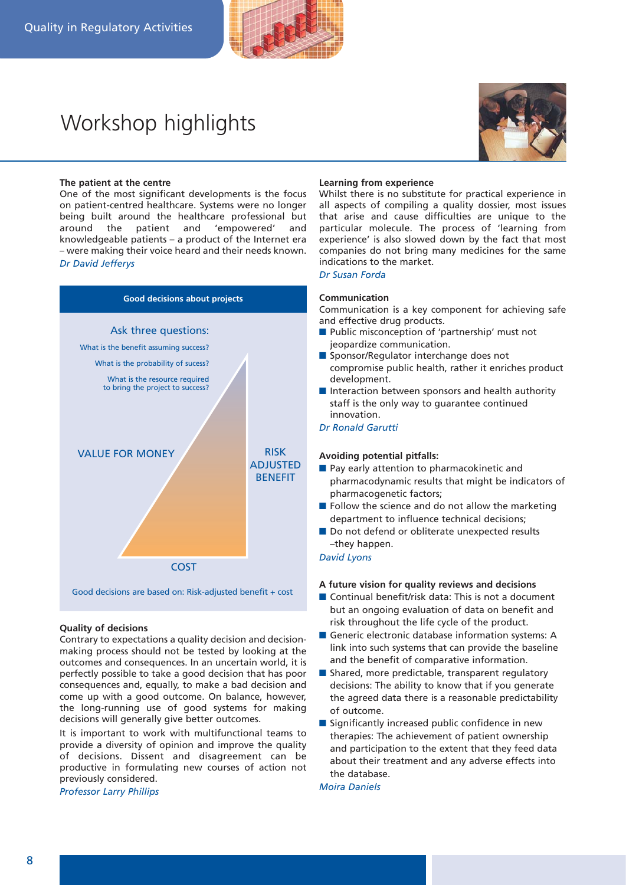# Workshop highlights

### The patient at the centre

One of the most significant developments is the focus on patient-centred healthcare. Systems were no longer being built around the healthcare professional but around the patient and 'empowered' and knowledgeable patients – a product of the Internet era – were making their voice heard and their needs known.

*Dr David Jefferys*

**Good decisions about projects**

Ask three questions:

What is the benefit assuming success?

What is the probability of sucess?

What is the resource required to bring the project to success?

VALUE FOR MONEY

RISK ADJUSTED BENEFIT

COST

Good decisions are based on: Risk-adjusted benefit + cost

### Quality of decisions

Contrary to expectations a quality decision and decision-making process should not be tested by looking at the outcomes and consequences. In an uncertain world, it is perfectly possible to take a good decision that has poor consequences and, equally, to make a bad decision and come up with a good outcome. On balance, however, the long-running use of good systems for making decisions will generally give better outcomes.

It is important to work with multifunctional teams to provide a diversity of opinion and improve the quality of decisions. Dissent and disagreement can be productive in formulating new courses of action not previously considered.

*Professor Larry Phillips*

### Learning from experience

Whilst there is no substitute for practical experience in all aspects of compiling a quality dossier, most issues that arise and cause difficulties are unique to the particular molecule. The process of 'learning from experience' is also slowed down by the fact that most companies do not bring many medicines for the same indications to the market.

*Dr Susan Forda*

### Communication

Communication is a key component for achieving safe and effective drug products.

- Public misconception of 'partnership' must not jeopardize communication.
- Sponsor/Regulator interchange does not compromise public health, rather it enriches product development.
- Interaction between sponsors and health authority staff is the only way to guarantee continued innovation.

*Dr Ronald Garutti*

### Avoiding potential pitfalls:

- Pay early attention to pharmacokinetic and pharmacodynamic results that might be indicators of pharmacogenetic factors;
- Follow the science and do not allow the marketing department to influence technical decisions;
- Do not defend or obliterate unexpected results –they happen.

*David Lyons*

### A future vision for quality reviews and decisions

- Continual benefit/risk data: This is not a document but an ongoing evaluation of data on benefit and risk throughout the life cycle of the product.
- Generic electronic database information systems: A link into such systems that can provide the baseline and the benefit of comparative information.
- Shared, more predictable, transparent regulatory decisions: The ability to know that if you generate the agreed data there is a reasonable predictability of outcome.
- Significantly increased public confidence in new therapies: The achievement of patient ownership and participation to the extent that they feed data about their treatment and any adverse effects into the database.

*Moira Daniels*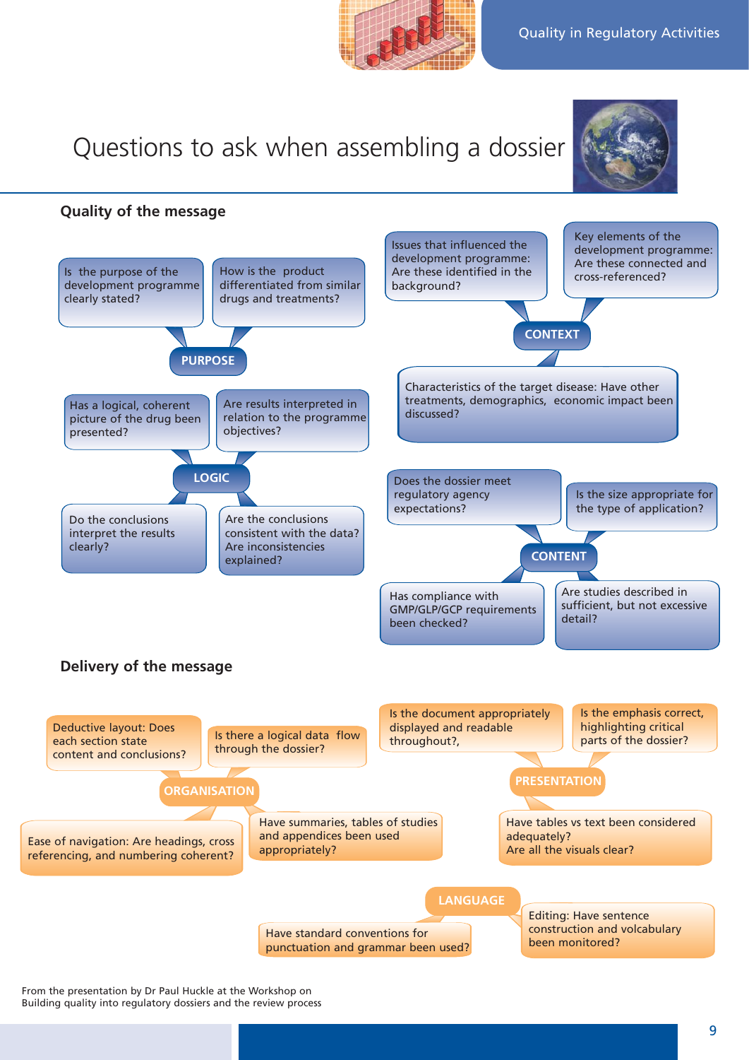# Questions to ask when assembling a dossier

## Quality of the message

### PURPOSE

- Is the purpose of the development programme clearly stated?
- How is the product differentiated from similar drugs and treatments?

### CONTEXT

- Issues that influenced the development programme: Are these identified in the background?
- Key elements of the development programme: Are these connected and cross-referenced?
- Characteristics of the target disease: Have other treatments, demographics, economic impact been discussed?

### LOGIC

- Has a logical, coherent picture of the drug been presented?
- Are results interpreted in relation to the programme objectives?
- Do the conclusions interpret the results clearly?
- Are the conclusions consistent with the data? Are inconsistencies explained?

### CONTENT

- Does the dossier meet regulatory agency expectations?
- Is the size appropriate for the type of application?
- Has compliance with GMP/GLP/GCP requirements been checked?
- Are studies described in sufficient, but not excessive detail?

## Delivery of the message

### ORGANISATION

- Deductive layout: Does each section state content and conclusions?
- Is there a logical data flow through the dossier?
- Ease of navigation: Are headings, cross referencing, and numbering coherent?
- Have summaries, tables of studies and appendices been used appropriately?

### PRESENTATION

- Is the document appropriately displayed and readable throughout?,
- Is the emphasis correct, highlighting critical parts of the dossier?
- Have tables vs text been considered adequately? Are all the visuals clear?

### LANGUAGE

- Have standard conventions for punctuation and grammar been used?
- Editing: Have sentence construction and volcabulary been monitored?

From the presentation by Dr Paul Huckle at the Workshop on Building quality into regulatory dossiers and the review process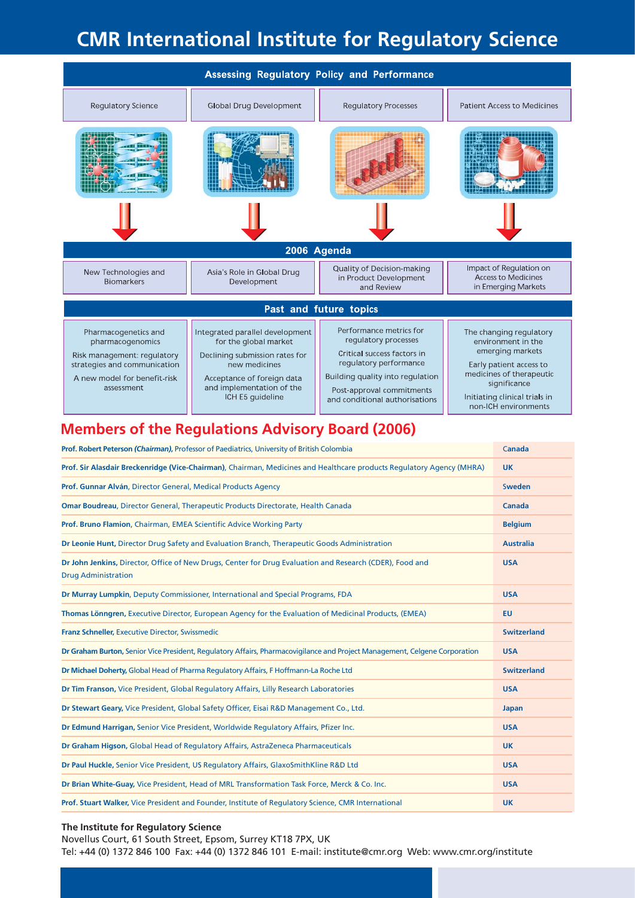# CMR International Institute for Regulatory Science

## Assessing Regulatory Policy and Performance

| Regulatory Science | Global Drug Development | Regulatory Processes | Patient Access to Medicines |
|---|---|---|---|

### 2006 Agenda

| New Technologies and Biomarkers | Asia's Role in Global Drug Development | Quality of Decision-making in Product Development and Review | Impact of Regulation on Access to Medicines in Emerging Markets |
|---|---|---|---|

### Past and future topics

| Regulatory Science | Global Drug Development | Regulatory Processes | Patient Access to Medicines |
|---|---|---|---|
| Pharmacogenetics and pharmacogenomics | Integrated parallel development for the global market | Performance metrics for regulatory processes | The changing regulatory environment in the emerging markets |
| Risk management: regulatory strategies and communication | Declining submission rates for new medicines | Critical success factors in regulatory performance | Early patient access to medicines of therapeutic significance |
| A new model for benefit-risk assessment | Acceptance of foreign data and implementation of the ICH E5 guideline | Building quality into regulation | Initiating clinical trials in non-ICH environments |
| | | Post-approval commitments and conditional authorisations | |

## Members of the Regulations Advisory Board (2006)

| | |
|---|---|
| **Prof. Robert Peterson *(Chairman)*,** Professor of Paediatrics, University of British Colombia | Canada |
| **Prof. Sir Alasdair Breckenridge (Vice-Chairman)**, Chairman, Medicines and Healthcare products Regulatory Agency (MHRA) | **UK** |
| **Prof. Gunnar Alván**, Director General, Medical Products Agency | **Sweden** |
| **Omar Boudreau**, Director General, Therapeutic Products Directorate, Health Canada | **Canada** |
| **Prof. Bruno Flamion**, Chairman, EMEA Scientific Advice Working Party | **Belgium** |
| **Dr Leonie Hunt**, Director Drug Safety and Evaluation Branch, Therapeutic Goods Administration | **Australia** |
| **Dr John Jenkins,** Director, Office of New Drugs, Center for Drug Evaluation and Research (CDER), Food and Drug Administration | **USA** |
| **Dr Murray Lumpkin**, Deputy Commissioner, International and Special Programs, FDA | **USA** |
| **Thomas Lönngren,** Executive Director, European Agency for the Evaluation of Medicinal Products, (EMEA) | **EU** |
| **Franz Schneller,** Executive Director, Swissmedic | **Switzerland** |
| **Dr Graham Burton,** Senior Vice President, Regulatory Affairs, Pharmacovigilance and Project Management, Celgene Corporation | **USA** |
| **Dr Michael Doherty,** Global Head of Pharma Regulatory Affairs, F Hoffmann-La Roche Ltd | **Switzerland** |
| **Dr Tim Franson,** Vice President, Global Regulatory Affairs, Lilly Research Laboratories | **USA** |
| **Dr Stewart Geary,** Vice President, Global Safety Officer, Eisai R&D Management Co., Ltd. | **Japan** |
| **Dr Edmund Harrigan,** Senior Vice President, Worldwide Regulatory Affairs, Pfizer Inc. | **USA** |
| **Dr Graham Higson,** Global Head of Regulatory Affairs, AstraZeneca Pharmaceuticals | **UK** |
| **Dr Paul Huckle,** Senior Vice President, US Regulatory Affairs, GlaxoSmithKline R&D Ltd | **USA** |
| **Dr Brian White-Guay,** Vice President, Head of MRL Transformation Task Force, Merck & Co. Inc. | **USA** |
| **Prof. Stuart Walker,** Vice President and Founder, Institute of Regulatory Science, CMR International | **UK** |

**The Institute for Regulatory Science**
Novellus Court, 61 South Street, Epsom, Surrey KT18 7PX, UK
Tel: +44 (0) 1372 846 100 Fax: +44 (0) 1372 846 101 E-mail: institute@cmr.org Web: www.cmr.org/institute